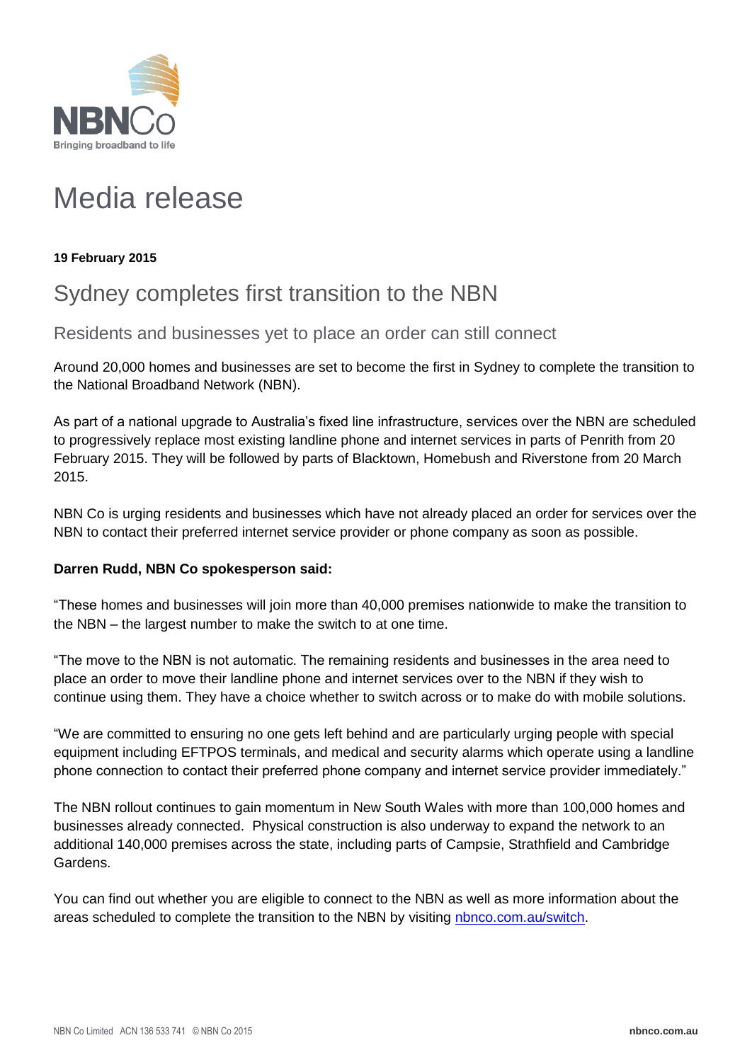NBNCo

Bringing broadband to life

# Media release

**19 February 2015**

## Sydney completes first transition to the NBN

### Residents and businesses yet to place an order can still connect

Around 20,000 homes and businesses are set to become the first in Sydney to complete the transition to the National Broadband Network (NBN).

As part of a national upgrade to Australia's fixed line infrastructure, services over the NBN are scheduled to progressively replace most existing landline phone and internet services in parts of Penrith from 20 February 2015. They will be followed by parts of Blacktown, Homebush and Riverstone from 20 March 2015.

NBN Co is urging residents and businesses which have not already placed an order for services over the NBN to contact their preferred internet service provider or phone company as soon as possible.

**Darren Rudd, NBN Co spokesperson said:**

"These homes and businesses will join more than 40,000 premises nationwide to make the transition to the NBN – the largest number to make the switch to at one time.

"The move to the NBN is not automatic. The remaining residents and businesses in the area need to place an order to move their landline phone and internet services over to the NBN if they wish to continue using them. They have a choice whether to switch across or to make do with mobile solutions.

"We are committed to ensuring no one gets left behind and are particularly urging people with special equipment including EFTPOS terminals, and medical and security alarms which operate using a landline phone connection to contact their preferred phone company and internet service provider immediately."

The NBN rollout continues to gain momentum in New South Wales with more than 100,000 homes and businesses already connected. Physical construction is also underway to expand the network to an additional 140,000 premises across the state, including parts of Campsie, Strathfield and Cambridge Gardens.

You can find out whether you are eligible to connect to the NBN as well as more information about the areas scheduled to complete the transition to the NBN by visiting [nbnco.com.au/switch](nbnco.com.au/switch).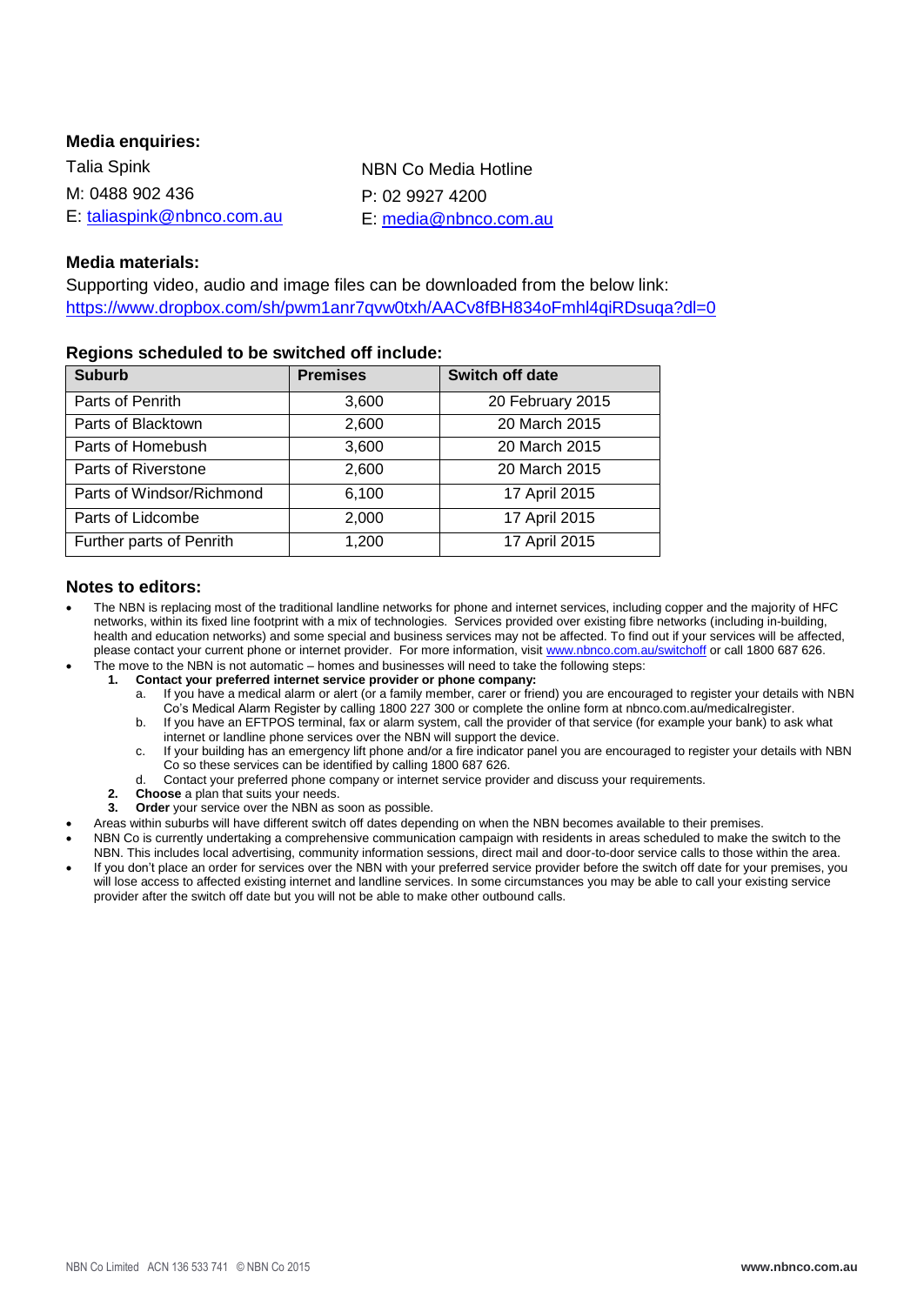**Media enquiries:**

Talia Spink
M: 0488 902 436
E: taliaspink@nbnco.com.au

NBN Co Media Hotline
P: 02 9927 4200
E: media@nbnco.com.au

**Media materials:**

Supporting video, audio and image files can be downloaded from the below link:
https://www.dropbox.com/sh/pwm1anr7qvw0txh/AACv8fBH834oFmhl4qiRDsuqa?dl=0

**Regions scheduled to be switched off include:**

| Suburb | Premises | Switch off date |
|---|---|---|
| Parts of Penrith | 3,600 | 20 February 2015 |
| Parts of Blacktown | 2,600 | 20 March 2015 |
| Parts of Homebush | 3,600 | 20 March 2015 |
| Parts of Riverstone | 2,600 | 20 March 2015 |
| Parts of Windsor/Richmond | 6,100 | 17 April 2015 |
| Parts of Lidcombe | 2,000 | 17 April 2015 |
| Further parts of Penrith | 1,200 | 17 April 2015 |

**Notes to editors:**

- The NBN is replacing most of the traditional landline networks for phone and internet services, including copper and the majority of HFC networks, within its fixed line footprint with a mix of technologies. Services provided over existing fibre networks (including in-building, health and education networks) and some special and business services may not be affected. To find out if your services will be affected, please contact your current phone or internet provider. For more information, visit www.nbnco.com.au/switchoff or call 1800 687 626.
- The move to the NBN is not automatic – homes and businesses will need to take the following steps:
  1. **Contact your preferred internet service provider or phone company:**
     a. If you have a medical alarm or alert (or a family member, carer or friend) you are encouraged to register your details with NBN Co's Medical Alarm Register by calling 1800 227 300 or complete the online form at nbnco.com.au/medicalregister.
     b. If you have an EFTPOS terminal, fax or alarm system, call the provider of that service (for example your bank) to ask what internet or landline phone services over the NBN will support the device.
     c. If your building has an emergency lift phone and/or a fire indicator panel you are encouraged to register your details with NBN Co so these services can be identified by calling 1800 687 626.
     d. Contact your preferred phone company or internet service provider and discuss your requirements.
  2. **Choose** a plan that suits your needs.
  3. **Order** your service over the NBN as soon as possible.
- Areas within suburbs will have different switch off dates depending on when the NBN becomes available to their premises.
- NBN Co is currently undertaking a comprehensive communication campaign with residents in areas scheduled to make the switch to the NBN. This includes local advertising, community information sessions, direct mail and door-to-door service calls to those within the area.
- If you don't place an order for services over the NBN with your preferred service provider before the switch off date for your premises, you will lose access to affected existing internet and landline services. In some circumstances you may be able to call your existing service provider after the switch off date but you will not be able to make other outbound calls.